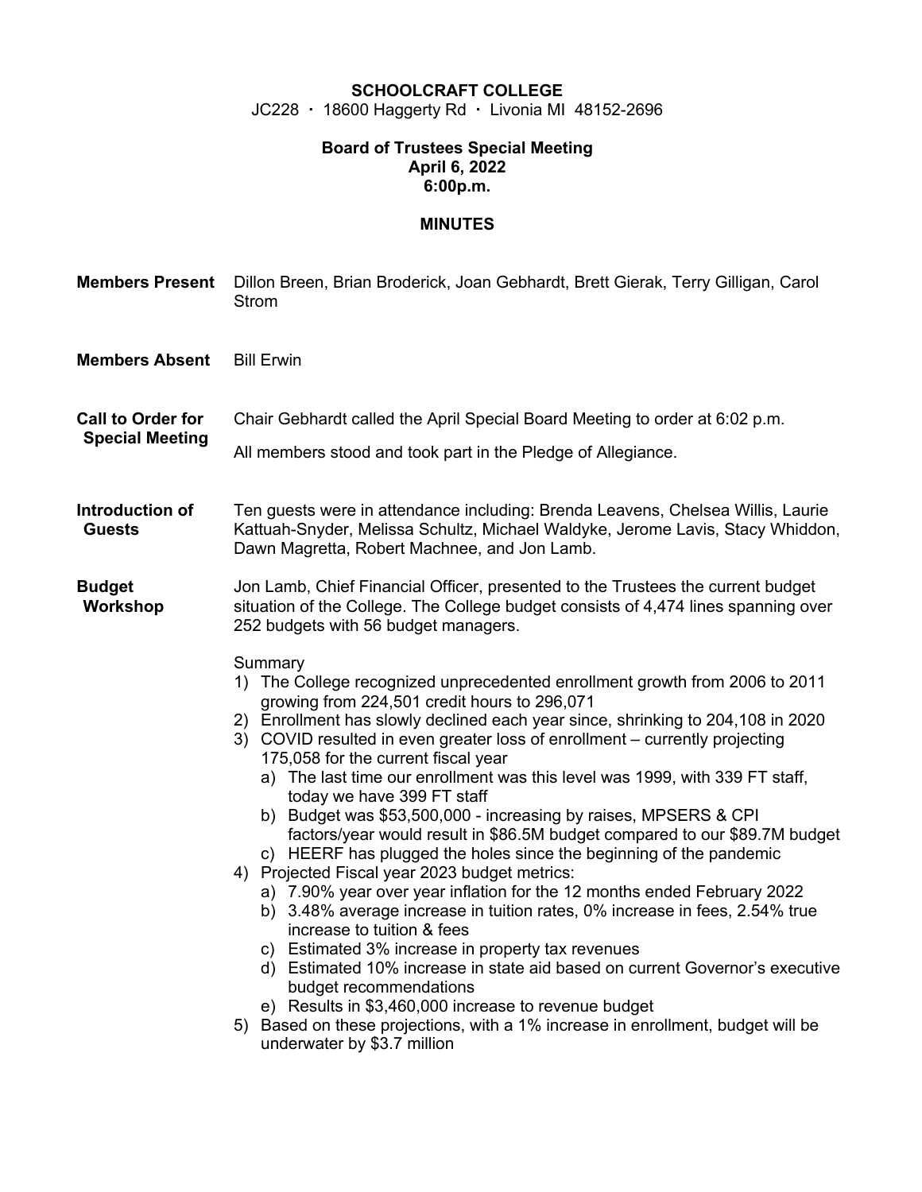**SCHOOLCRAFT COLLEGE**
JC228 · 18600 Haggerty Rd · Livonia MI 48152-2696

**Board of Trustees Special Meeting**
**April 6, 2022**
**6:00p.m.**

**MINUTES**

**Members Present** Dillon Breen, Brian Broderick, Joan Gebhardt, Brett Gierak, Terry Gilligan, Carol Strom

**Members Absent** Bill Erwin

**Call to Order for Special Meeting** Chair Gebhardt called the April Special Board Meeting to order at 6:02 p.m.

All members stood and took part in the Pledge of Allegiance.

**Introduction of Guests** Ten guests were in attendance including: Brenda Leavens, Chelsea Willis, Laurie Kattuah-Snyder, Melissa Schultz, Michael Waldyke, Jerome Lavis, Stacy Whiddon, Dawn Magretta, Robert Machnee, and Jon Lamb.

**Budget Workshop** Jon Lamb, Chief Financial Officer, presented to the Trustees the current budget situation of the College. The College budget consists of 4,474 lines spanning over 252 budgets with 56 budget managers.

Summary

1) The College recognized unprecedented enrollment growth from 2006 to 2011 growing from 224,501 credit hours to 296,071
2) Enrollment has slowly declined each year since, shrinking to 204,108 in 2020
3) COVID resulted in even greater loss of enrollment – currently projecting 175,058 for the current fiscal year
   a) The last time our enrollment was this level was 1999, with 339 FT staff, today we have 399 FT staff
   b) Budget was $53,500,000 - increasing by raises, MPSERS & CPI factors/year would result in $86.5M budget compared to our $89.7M budget
   c) HEERF has plugged the holes since the beginning of the pandemic
4) Projected Fiscal year 2023 budget metrics:
   a) 7.90% year over year inflation for the 12 months ended February 2022
   b) 3.48% average increase in tuition rates, 0% increase in fees, 2.54% true increase to tuition & fees
   c) Estimated 3% increase in property tax revenues
   d) Estimated 10% increase in state aid based on current Governor's executive budget recommendations
   e) Results in $3,460,000 increase to revenue budget
5) Based on these projections, with a 1% increase in enrollment, budget will be underwater by $3.7 million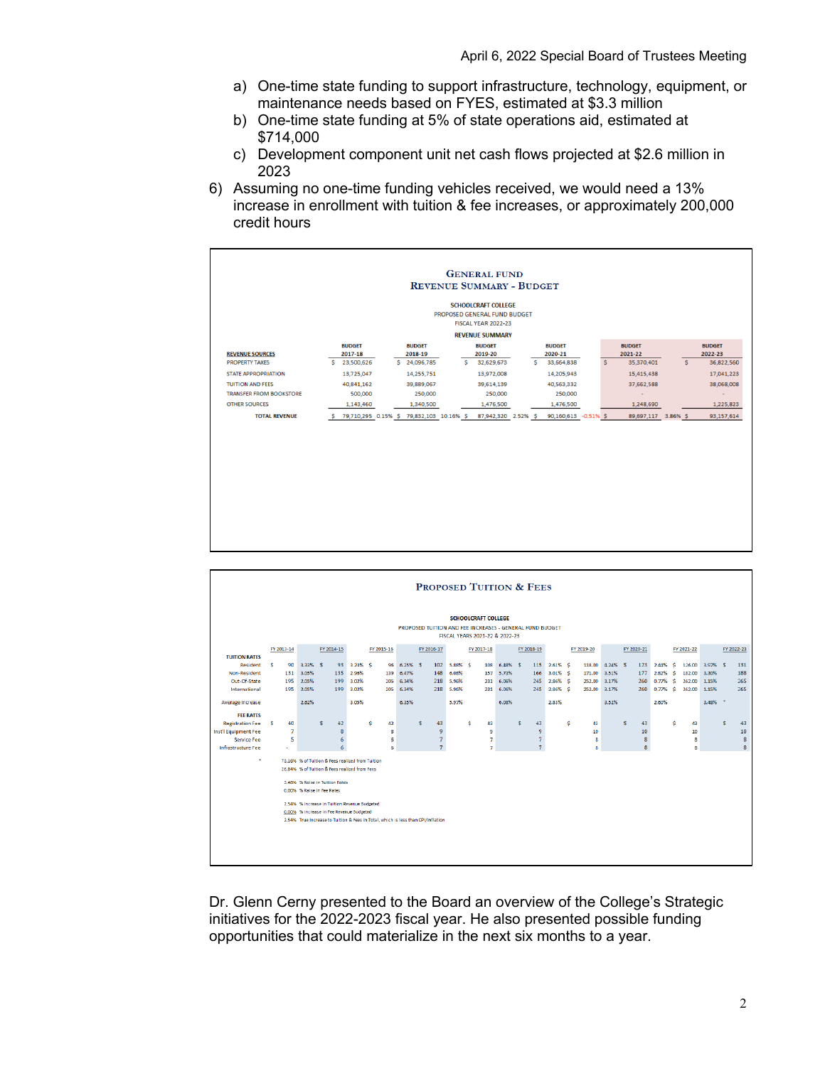a) One-time state funding to support infrastructure, technology, equipment, or maintenance needs based on FYES, estimated at $3.3 million
b) One-time state funding at 5% of state operations aid, estimated at $714,000
c) Development component unit net cash flows projected at $2.6 million in 2023

6) Assuming no one-time funding vehicles received, we would need a 13% increase in enrollment with tuition & fee increases, or approximately 200,000 credit hours

## General Fund Revenue Summary - Budget

SCHOOLCRAFT COLLEGE
PROPOSED GENERAL FUND BUDGET
FISCAL YEAR 2022-23

REVENUE SUMMARY

| REVENUE SOURCES | BUDGET 2017-18 | | BUDGET 2018-19 | | BUDGET 2019-20 | | BUDGET 2020-21 | | BUDGET 2021-22 | | BUDGET 2022-23 |
|---|---|---|---|---|---|---|---|---|---|---|---|
| PROPERTY TAXES | $ 23,500,626 | | $ 24,096,785 | | $ 32,629,673 | | $ 33,664,838 | | $ 35,370,401 | | $ 36,822,560 |
| STATE APPROPRIATION | 13,725,047 | | 14,255,751 | | 13,972,008 | | 14,205,943 | | 15,415,438 | | 17,041,223 |
| TUITION AND FEES | 40,841,162 | | 39,889,067 | | 39,614,139 | | 40,563,332 | | 37,662,588 | | 38,068,008 |
| TRANSFER FROM BOOKSTORE | 500,000 | | 250,000 | | 250,000 | | 250,000 | | - | | - |
| OTHER SOURCES | 1,143,460 | | 1,340,500 | | 1,476,500 | | 1,476,500 | | 1,248,690 | | 1,225,823 |
| TOTAL REVENUE | $ 79,710,295 | 0.15% | $ 79,832,103 | 10.16% | $ 87,942,320 | 2.52% | $ 90,160,613 | -0.51% | $ 89,697,117 | 3.86% | $ 93,157,614 |

## Proposed Tuition & Fees

SCHOOLCRAFT COLLEGE
PROPOSED TUITION AND FEE INCREASES - GENERAL FUND BUDGET
FISCAL YEARS 2021-22 & 2022-23

| | FY 2013-14 | | FY 2014-15 | | FY 2015-16 | | FY 2016-17 | | FY 2017-18 | | FY 2018-19 | | FY 2019-20 | | FY 2020-21 | | FY 2021-22 | | FY 2022-23 |
|---|---|---|---|---|---|---|---|---|---|---|---|---|---|---|---|---|---|---|---|
| **TUITION RATES** | | | | | | | | | | | | | | | | | | | |
| Resident | $ 90 | 3.33% | $ 93 | 3.23% | $ 96 | 6.25% | $ 102 | 5.88% | $ 108 | 6.48% | $ 115 | 2.61% | $ 118.00 | 0.24% | $ 123 | 2.44% | $ 126.00 | 3.97% | $ 131 |
| Non-Resident | 131 | 3.05% | 135 | 2.96% | 139 | 6.47% | 148 | 6.08% | 157 | 5.73% | 166 | 3.01% | $ 171.00 | 3.51% | 177 | 2.82% | $ 182.00 | 3.30% | 188 |
| Out-Of-State | 195 | 2.05% | 199 | 3.02% | 205 | 6.34% | 218 | 5.96% | 231 | 6.06% | 245 | 2.86% | $ 252.00 | 3.17% | 260 | 0.77% | $ 262.00 | 1.15% | 265 |
| International | 195 | 2.05% | 199 | 3.02% | 205 | 6.34% | 218 | 5.96% | 231 | 6.06% | 245 | 2.86% | $ 252.00 | 3.17% | 260 | 0.77% | $ 262.00 | 1.15% | 265 |
| Average Increase | | 2.62% | | 3.05% | | 6.35% | | 5.97% | | 6.08% | | 2.83% | | 3.51% | | 2.60% | | 3.48% * | |
| **FEE RATES** | | | | | | | | | | | | | | | | | | | |
| Registration Fee | $ 40 | | $ 42 | | $ 42 | | $ 43 | | $ 42 | | $ 43 | | $ 41 | | $ 43 | | $ 43 | | $ 43 |
| Inst'l Equipment Fee | 7 | | 8 | | 8 | | 9 | | 9 | | 9 | | 10 | | 10 | | 10 | | 10 |
| Service Fee | 5 | | 6 | | 6 | | 7 | | 7 | | 7 | | 8 | | 8 | | 8 | | 8 |
| Infrastructure Fee | - | | 6 | | 6 | | 7 | | 7 | | 7 | | 8 | | 8 | | 8 | | 8 |

\* 73.16% % of Tuition & Fees realized from Tuition
26.84% % of Tuition & Fees realized from Fees

3.48% % Raise in Tuition Rates
0.00% % Raise in Fee Rates

2.54% % Increase in Tuition Revenue Budgeted
0.00% % Increase in Fee Revenue Budgeted
2.54% True Increase to Tuition & Fees in Total, which is less than CPI/Inflation

Dr. Glenn Cerny presented to the Board an overview of the College's Strategic initiatives for the 2022-2023 fiscal year. He also presented possible funding opportunities that could materialize in the next six months to a year.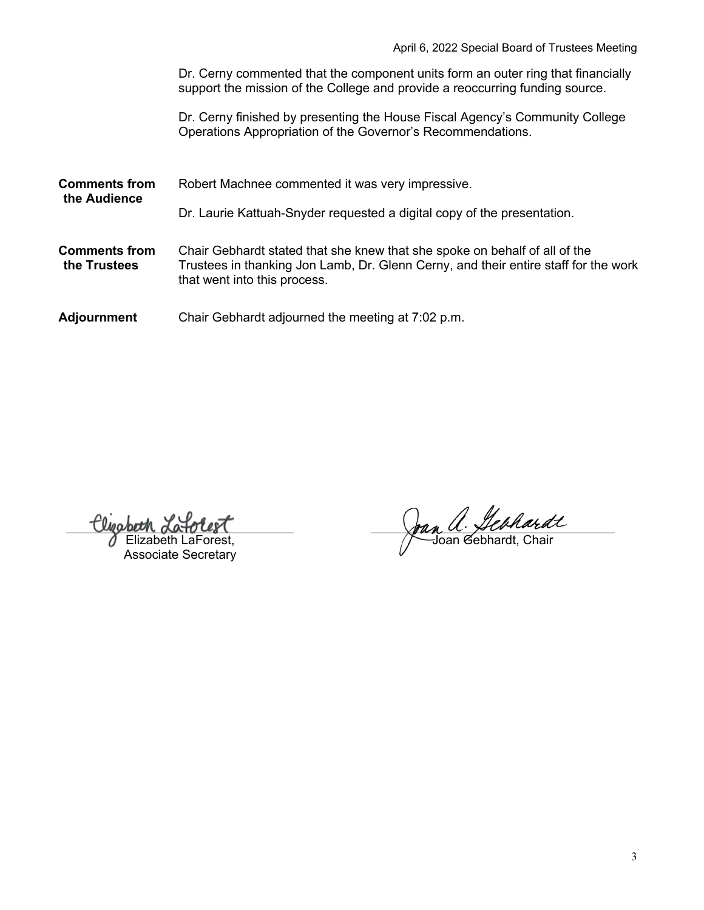Dr. Cerny commented that the component units form an outer ring that financially support the mission of the College and provide a reoccurring funding source.

Dr. Cerny finished by presenting the House Fiscal Agency's Community College Operations Appropriation of the Governor's Recommendations.

**Comments from the Audience**

Robert Machnee commented it was very impressive.

Dr. Laurie Kattuah-Snyder requested a digital copy of the presentation.

**Comments from the Trustees**

Chair Gebhardt stated that she knew that she spoke on behalf of all of the Trustees in thanking Jon Lamb, Dr. Glenn Cerny, and their entire staff for the work that went into this process.

**Adjournment**

Chair Gebhardt adjourned the meeting at 7:02 p.m.

Elizabeth LaForest,
Associate Secretary

Joan Gebhardt, Chair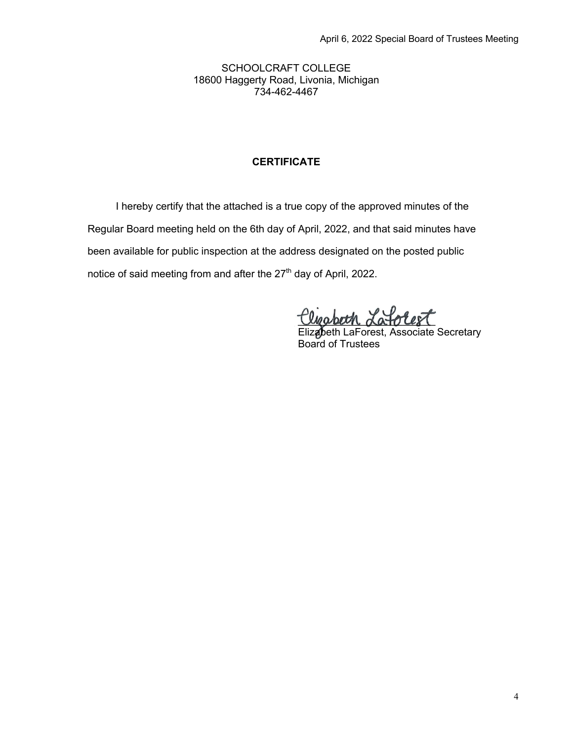SCHOOLCRAFT COLLEGE
18600 Haggerty Road, Livonia, Michigan
734-462-4467

**CERTIFICATE**

I hereby certify that the attached is a true copy of the approved minutes of the Regular Board meeting held on the 6th day of April, 2022, and that said minutes have been available for public inspection at the address designated on the posted public notice of said meeting from and after the 27th day of April, 2022.

Elizabeth LaForest

Elizabeth LaForest, Associate Secretary
Board of Trustees